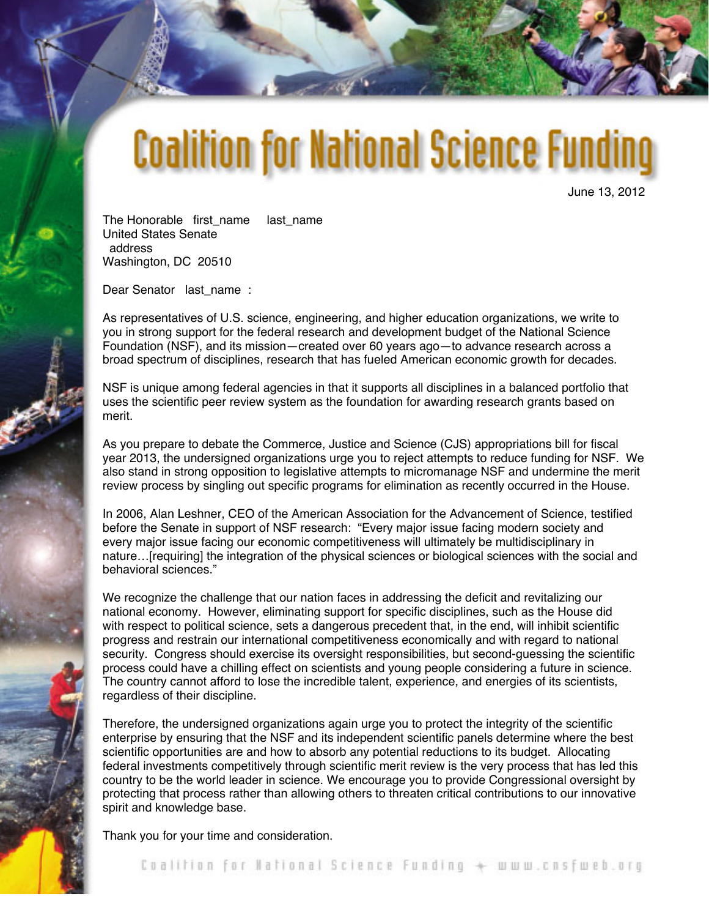# Coalition for National Science Funding

June 13, 2012

The Honorable first_name last_name
United States Senate
address
Washington, DC 20510

Dear Senator last_name :

As representatives of U.S. science, engineering, and higher education organizations, we write to you in strong support for the federal research and development budget of the National Science Foundation (NSF), and its mission—created over 60 years ago—to advance research across a broad spectrum of disciplines, research that has fueled American economic growth for decades.

NSF is unique among federal agencies in that it supports all disciplines in a balanced portfolio that uses the scientific peer review system as the foundation for awarding research grants based on merit.

As you prepare to debate the Commerce, Justice and Science (CJS) appropriations bill for fiscal year 2013, the undersigned organizations urge you to reject attempts to reduce funding for NSF. We also stand in strong opposition to legislative attempts to micromanage NSF and undermine the merit review process by singling out specific programs for elimination as recently occurred in the House.

In 2006, Alan Leshner, CEO of the American Association for the Advancement of Science, testified before the Senate in support of NSF research: "Every major issue facing modern society and every major issue facing our economic competitiveness will ultimately be multidisciplinary in nature…[requiring] the integration of the physical sciences or biological sciences with the social and behavioral sciences."

We recognize the challenge that our nation faces in addressing the deficit and revitalizing our national economy. However, eliminating support for specific disciplines, such as the House did with respect to political science, sets a dangerous precedent that, in the end, will inhibit scientific progress and restrain our international competitiveness economically and with regard to national security. Congress should exercise its oversight responsibilities, but second-guessing the scientific process could have a chilling effect on scientists and young people considering a future in science. The country cannot afford to lose the incredible talent, experience, and energies of its scientists, regardless of their discipline.

Therefore, the undersigned organizations again urge you to protect the integrity of the scientific enterprise by ensuring that the NSF and its independent scientific panels determine where the best scientific opportunities are and how to absorb any potential reductions to its budget. Allocating federal investments competitively through scientific merit review is the very process that has led this country to be the world leader in science. We encourage you to provide Congressional oversight by protecting that process rather than allowing others to threaten critical contributions to our innovative spirit and knowledge base.

Thank you for your time and consideration.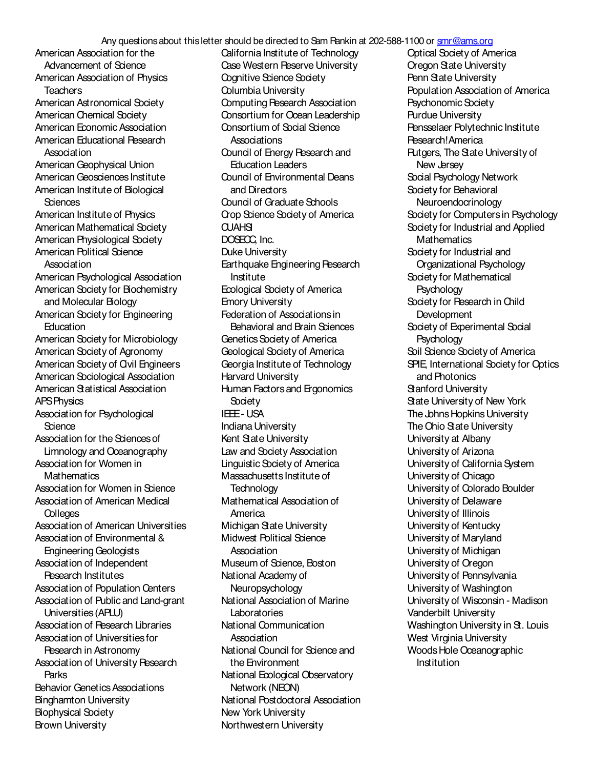Any questions about this letter should be directed to Sam Rankin at 202-588-1100 or smr@ams.org

American Association for the Advancement of Science
American Association of Physics Teachers
American Astronomical Society
American Chemical Society
American Economic Association
American Educational Research Association
American Geophysical Union
American Geosciences Institute
American Institute of Biological Sciences
American Institute of Physics
American Mathematical Society
American Physiological Society
American Political Science Association
American Psychological Association
American Society for Biochemistry and Molecular Biology
American Society for Engineering Education
American Society for Microbiology
American Society of Agronomy
American Society of Civil Engineers
American Sociological Association
American Statistical Association
APS Physics
Association for Psychological Science
Association for the Sciences of Limnology and Oceanography
Association for Women in Mathematics
Association for Women in Science
Association of American Medical Colleges
Association of American Universities
Association of Environmental & Engineering Geologists
Association of Independent Research Institutes
Association of Population Centers
Association of Public and Land-grant Universities (APLU)
Association of Research Libraries
Association of Universities for Research in Astronomy
Association of University Research Parks
Behavior Genetics Associations
Binghamton University
Biophysical Society
Brown University
California Institute of Technology
Case Western Reserve University
Cognitive Science Society
Columbia University
Computing Research Association
Consortium for Ocean Leadership
Consortium of Social Science Associations
Council of Energy Research and Education Leaders
Council of Environmental Deans and Directors
Council of Graduate Schools
Crop Science Society of America
CUAHSI
DOSECC, Inc.
Duke University
Earthquake Engineering Research Institute
Ecological Society of America
Emory University
Federation of Associations in Behavioral and Brain Sciences
Genetics Society of America
Geological Society of America
Georgia Institute of Technology
Harvard University
Human Factors and Ergonomics Society
IEEE - USA
Indiana University
Kent State University
Law and Society Association
Linguistic Society of America
Massachusetts Institute of Technology
Mathematical Association of America
Michigan State University
Midwest Political Science Association
Museum of Science, Boston
National Academy of Neuropsychology
National Association of Marine Laboratories
National Communication Association
National Council for Science and the Environment
National Ecological Observatory Network (NEON)
National Postdoctoral Association
New York University
Northwestern University
Optical Society of America
Oregon State University
Penn State University
Population Association of America
Psychonomic Society
Purdue University
Rensselaer Polytechnic Institute
Research!America
Rutgers, The State University of New Jersey
Social Psychology Network
Society for Behavioral Neuroendocrinology
Society for Computers in Psychology
Society for Industrial and Applied Mathematics
Society for Industrial and Organizational Psychology
Society for Mathematical Psychology
Society for Research in Child Development
Society of Experimental Social Psychology
Soil Science Society of America
SPIE, International Society for Optics and Photonics
Stanford University
State University of New York
The Johns Hopkins University
The Ohio State University
University at Albany
University of Arizona
University of California System
University of Chicago
University of Colorado Boulder
University of Delaware
University of Illinois
University of Kentucky
University of Maryland
University of Michigan
University of Oregon
University of Pennsylvania
University of Washington
University of Wisconsin - Madison
Vanderbilt University
Washington University in St. Louis
West Virginia University
Woods Hole Oceanographic Institution